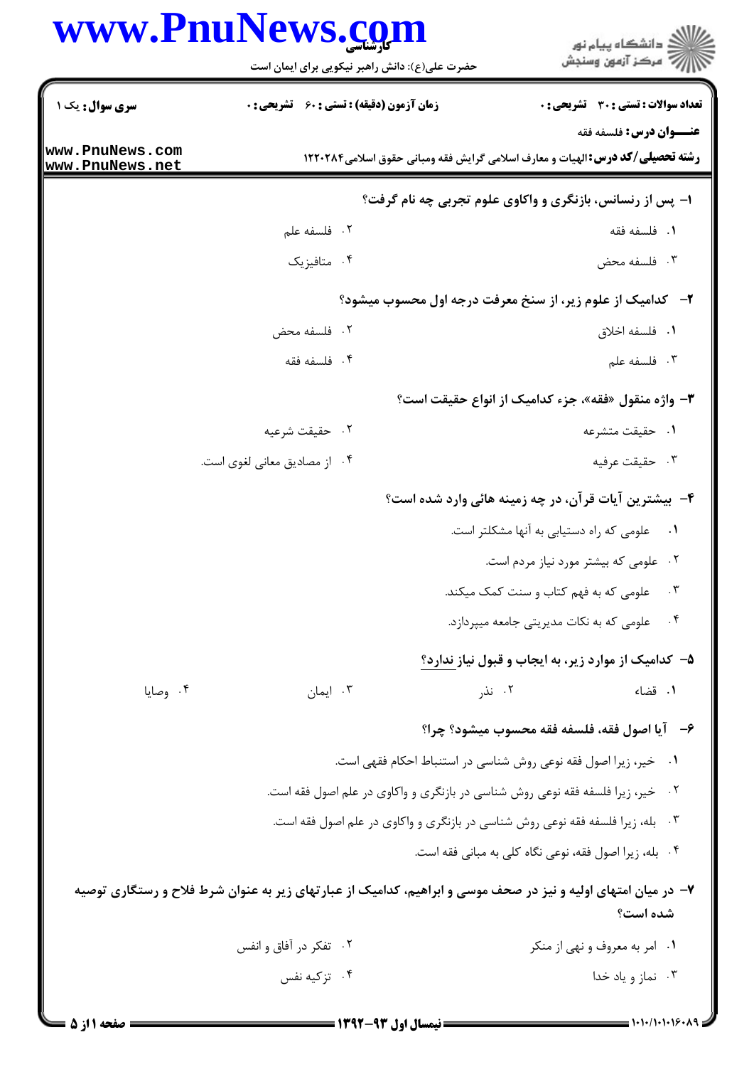**سری سوال:** یک ۱

**زمان آزمون (دقیقه) : تستی : ۶۰ تشریحی : ۰**

**تعداد سوالات : تستی : ۳۰ تشریحی : ۰**

**عنـــوان درس:** فلسفه فقه

**رشته تحصیلی/کد درس:** الهیات و معارف اسلامی گرایش فقه ومبانی حقوق اسلامی۱۲۲۰۲۸۴

**۱- پس از رنسانس، بازنگری و واکاوی علوم تجربی چه نام گرفت؟**

۱. فلسفه فقه
۲. فلسفه علم
۳. فلسفه محض
۴. متافیزیک

**۲- کدامیک از علوم زیر، از سنخ معرفت درجه اول محسوب میشود؟**

۱. فلسفه اخلاق
۲. فلسفه محض
۳. فلسفه علم
۴. فلسفه فقه

**۳- واژه منقول «فقه»، جزء کدامیک از انواع حقیقت است؟**

۱. حقیقت متشرعه
۲. حقیقت شرعیه
۳. حقیقت عرفیه
۴. از مصادیق معانی لغوی است.

**۴- بیشترین آیات قرآن، در چه زمینه هائی وارد شده است؟**

۱. علومی که راه دستیابی به آنها مشکلتر است.
۲. علومی که بیشتر مورد نیاز مردم است.
۳. علومی که به فهم کتاب و سنت کمک میکند.
۴. علومی که به نکات مدیریتی جامعه میپردازد.

**۵- کدامیک از موارد زیر، به ایجاب و قبول نیاز ندارد؟**

۱. قضاء
۲. نذر
۳. ایمان
۴. وصایا

**۶- آیا اصول فقه، فلسفه فقه محسوب میشود؟ چرا؟**

۱. خیر، زیرا اصول فقه نوعی روش شناسی در استنباط احکام فقهی است.
۲. خیر، زیرا فلسفه فقه نوعی روش شناسی در بازنگری و واکاوی در علم اصول فقه است.
۳. بله، زیرا فلسفه فقه نوعی روش شناسی در بازنگری و واکاوی در علم اصول فقه است.
۴. بله، زیرا اصول فقه، نوعی نگاه کلی به مبانی فقه است.

**۷- در میان امتهای اولیه و نیز در صحف موسی و ابراهیم، کدامیک از عبارتهای زیر به عنوان شرط فلاح و رستگاری توصیه شده است؟**

۱. امر به معروف و نهی از منکر
۲. تفکر در آفاق و انفس
۳. نماز و یاد خدا
۴. تزکیه نفس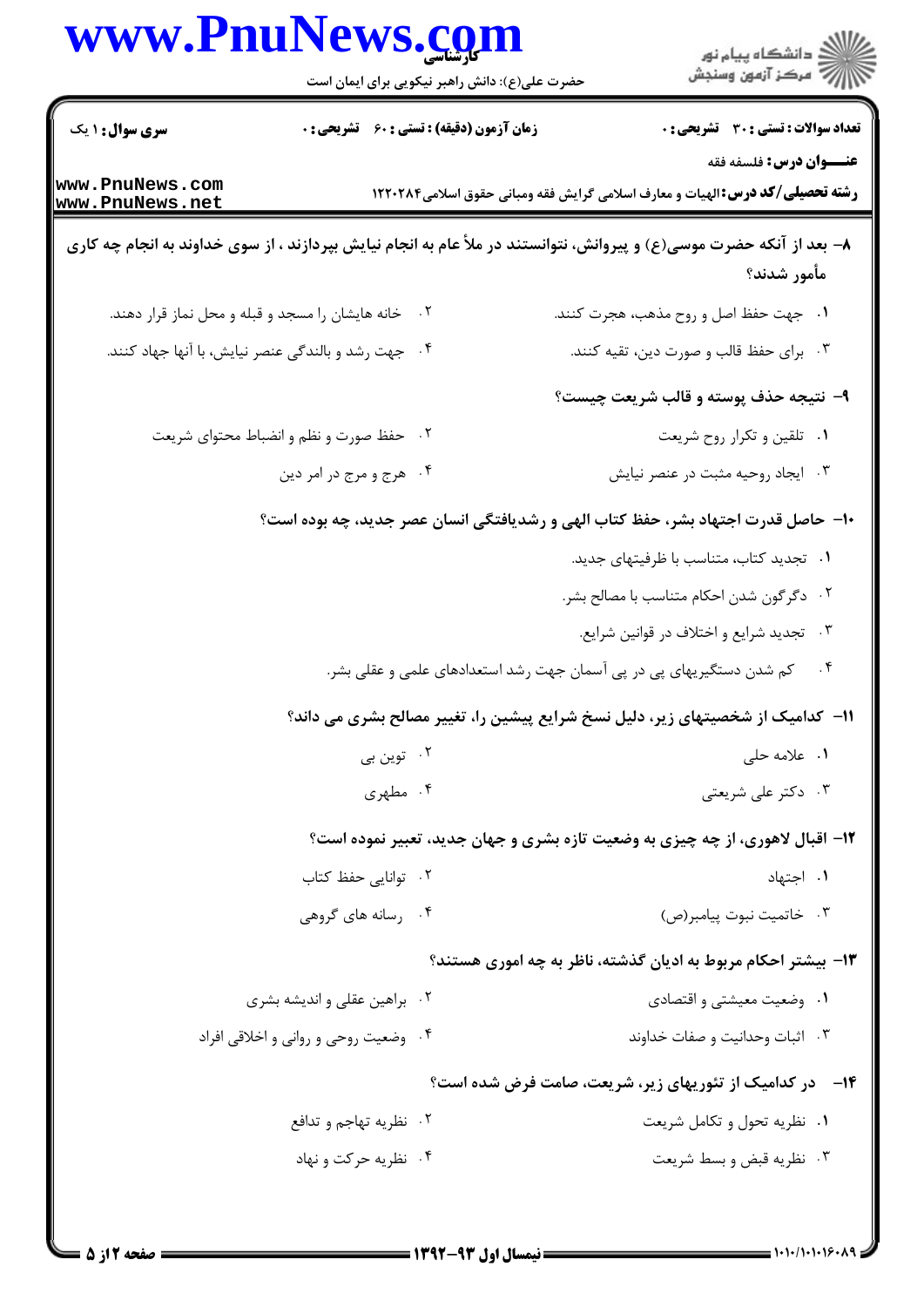**تعداد سوالات : تستی : ۳۰ تشریحی : ۰** | **زمان آزمون (دقیقه) : تستی : ۶۰ تشریحی : ۰** | **سری سوال : ۱ یک**

**عنـــوان درس :** فلسفه فقه

**رشته تحصیلی/کد درس :** الهیات و معارف اسلامی گرایش فقه ومبانی حقوق اسلامی۱۲۲۰۲۸۴

**۸- بعد از آنکه حضرت موسی(ع) و پیروانش، نتوانستند در ملأ عام به انجام نیایش بپردازند ، از سوی خداوند به انجام چه کاری مأمور شدند؟**

۱. جهت حفظ اصل و روح مذهب، هجرت کنند.

۲. خانه هایشان را مسجد و قبله و محل نماز قرار دهند.

۳. برای حفظ قالب و صورت دین، تقیه کنند.

۴. جهت رشد و بالندگی عنصر نیایش، با آنها جهاد کنند.

**۹- نتیجه حذف پوسته و قالب شریعت چیست؟**

۱. تلقین و تکرار روح شریعت

۲. حفظ صورت و نظم و انضباط محتوای شریعت

۳. ایجاد روحیه مثبت در عنصر نیایش

۴. هرج و مرج در امر دین

**۱۰- حاصل قدرت اجتهاد بشر، حفظ کتاب الهی و رشدیافتگی انسان عصر جدید، چه بوده است؟**

۱. تجدید کتاب، متناسب با ظرفیتهای جدید.

۲. دگرگون شدن احکام متناسب با مصالح بشر.

۳. تجدید شرایع و اختلاف در قوانین شرایع.

۴. کم شدن دستگیریهای پی در پی آسمان جهت رشد استعدادهای علمی و عقلی بشر.

**۱۱- کدامیک از شخصیتهای زیر، دلیل نسخ شرایع پیشین را، تغییر مصالح بشری می داند؟**

۱. علامه حلی

۲. توین بی

۳. دکتر علی شریعتی

۴. مطهری

**۱۲- اقبال لاهوری، از چه چیزی به وضعیت تازه بشری و جهان جدید، تعبیر نموده است؟**

۱. اجتهاد

۲. توانایی حفظ کتاب

۳. خاتمیت نبوت پیامبر(ص)

۴. رسانه های گروهی

**۱۳- بیشتر احکام مربوط به ادیان گذشته، ناظر به چه اموری هستند؟**

۱. وضعیت معیشتی و اقتصادی

۲. براهین عقلی و اندیشه بشری

۳. اثبات وحدانیت و صفات خداوند

۴. وضعیت روحی و روانی و اخلاقی افراد

**۱۴- در کدامیک از تئوریهای زیر، شریعت، صامت فرض شده است؟**

۱. نظریه تحول و تکامل شریعت

۲. نظریه تهاجم و تدافع

۳. نظریه قبض و بسط شریعت

۴. نظریه حرکت و نهاد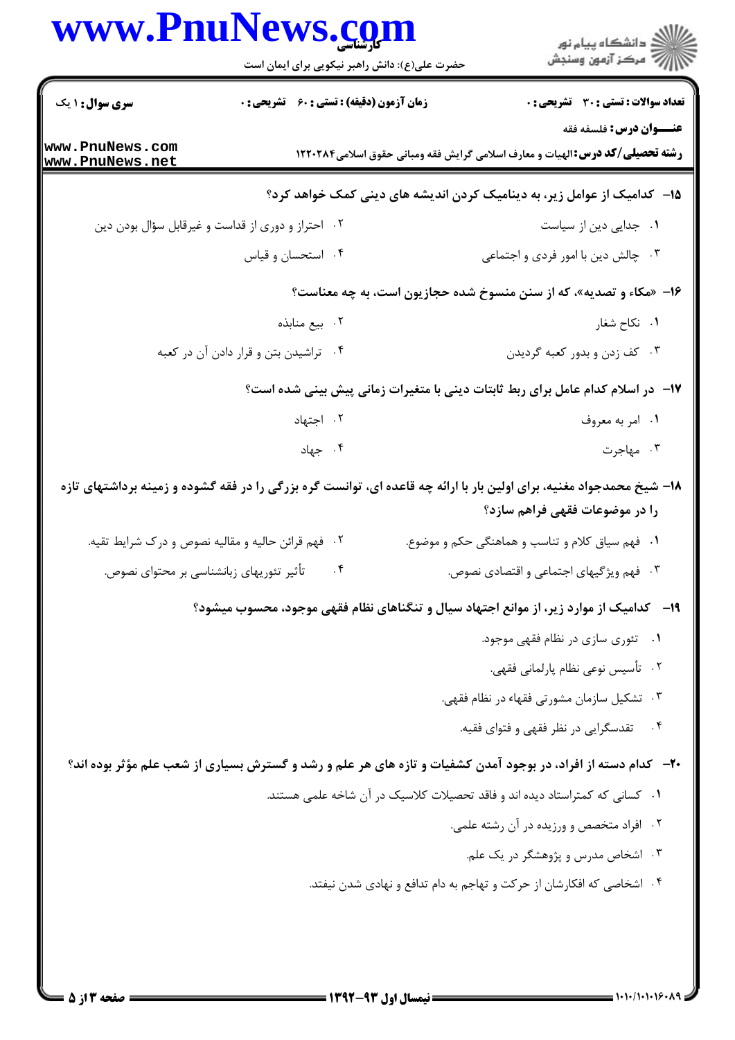**سری سوال:** ۱ یک | **زمان آزمون (دقیقه) : تستی :** ۶۰ **تشریحی :** ۰ | **تعداد سوالات : تستی :** ۳۰ **تشریحی :** ۰

**عنـــوان درس:** فلسفه فقه

**رشته تحصیلی/کد درس:** الهیات و معارف اسلامی گرایش فقه ومبانی حقوق اسلامی۱۲۲۰۲۸۴

**۱۵- کدامیک از عوامل زیر، به دینامیک کردن اندیشه های دینی کمک خواهد کرد؟**

۱. جدایی دین از سیاست

۲. احتراز و دوری از قداست و غیرقابل سؤال بودن دین

۳. چالش دین با امور فردی و اجتماعی

۴. استحسان و قیاس

**۱۶- «مکاء و تصدیه»، که از سنن منسوخ شده حجازیون است، به چه معناست؟**

۱. نکاح شغار

۲. بیع منابذه

۳. کف زدن و بدور کعبه گردیدن

۴. تراشیدن بتن و قرار دادن آن در کعبه

**۱۷- در اسلام کدام عامل برای ربط ثابتات دینی با متغیرات زمانی پیش بینی شده است؟**

۱. امر به معروف

۲. اجتهاد

۳. مهاجرت

۴. جهاد

**۱۸- شیخ محمدجواد مغنیه، برای اولین بار با ارائه چه قاعده ای، توانست گره بزرگی را در فقه گشوده و زمینه برداشتهای تازه را در موضوعات فقهی فراهم سازد؟**

۱. فهم سیاق کلام و تناسب و هماهنگی حکم و موضوع.

۲. فهم قرائن حالیه و مقالیه نصوص و درک شرایط تقیه.

۳. فهم ویژگیهای اجتماعی و اقتصادی نصوص.

۴. تأثیر تئوریهای زبانشناسی بر محتوای نصوص.

**۱۹- کدامیک از موارد زیر، از موانع اجتهاد سیال و تنگناهای نظام فقهی موجود، محسوب میشود؟**

۱. تئوری سازی در نظام فقهی موجود.

۲. تأسیس نوعی نظام پارلمانی فقهی.

۳. تشکیل سازمان مشورتی فقهاء در نظام فقهی.

۴. تقدسگرایی در نظر فقهی و فتوای فقیه.

**۲۰- کدام دسته از افراد، در بوجود آمدن کشفیات و تازه های هر علم و رشد و گسترش بسیاری از شعب علم مؤثر بوده اند؟**

۱. کسانی که کمتراستاد دیده اند و فاقد تحصیلات کلاسیک در آن شاخه علمی هستند.

۲. افراد متخصص و ورزیده در آن رشته علمی.

۳. اشخاص مدرس و پژوهشگر در یک علم.

۴. اشخاصی که افکارشان از حرکت و تهاجم به دام تدافع و نهادی شدن نیفتد.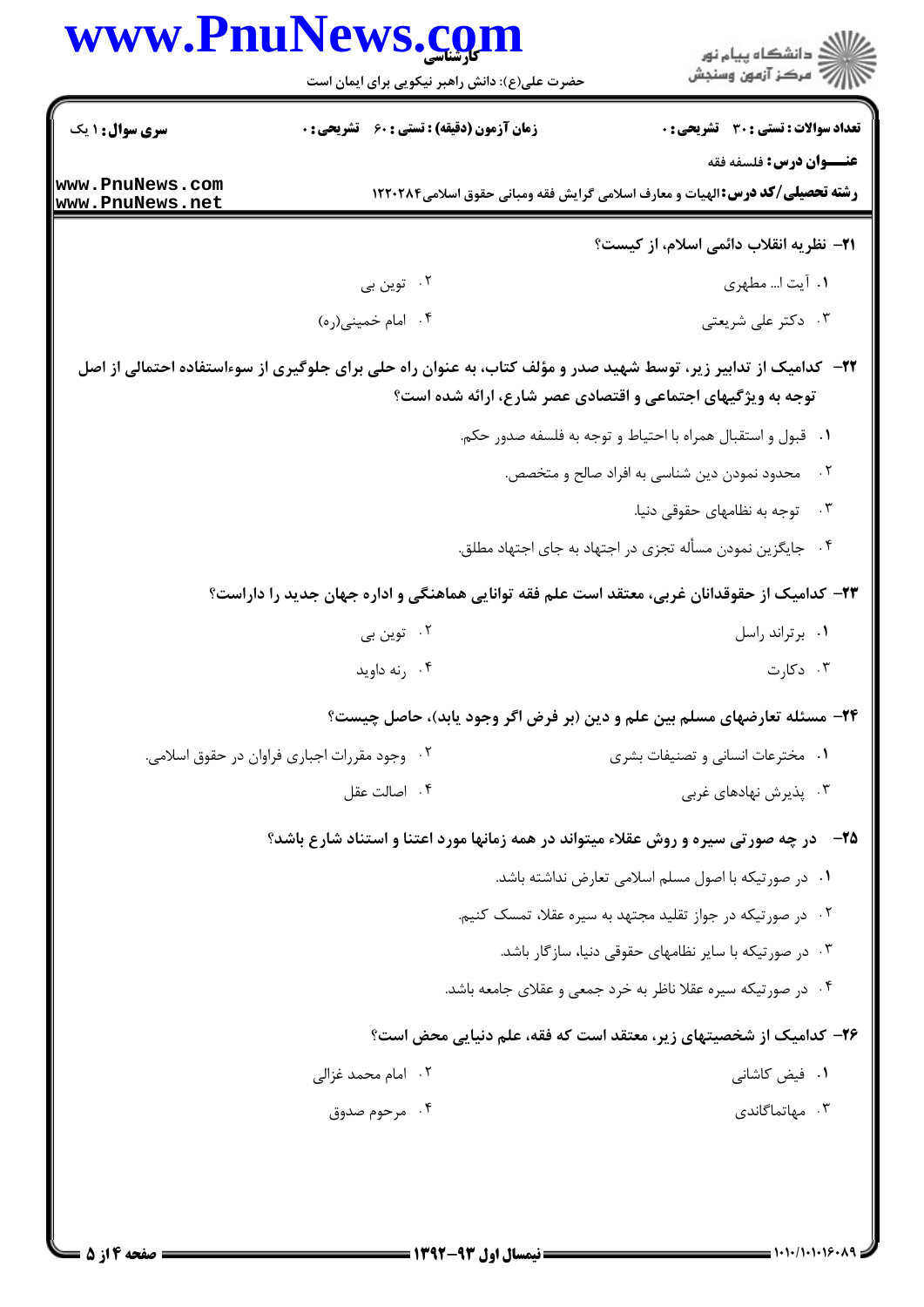**تعداد سوالات : تستی : ۳۰ تشریحی : ۰** | **زمان آزمون (دقیقه) : تستی : ۶۰ تشریحی : ۰** | **سری سوال : ۱ یک**

**عنـــوان درس :** فلسفه فقه

**رشته تحصیلی/کد درس :** الهیات و معارف اسلامی گرایش فقه ومبانی حقوق اسلامی۱۲۲۰۲۸۴

**۲۱- نظریه انقلاب دائمی اسلام، از کیست؟**

۱. آیت ا... مطهری
۲. توین بی
۳. دکتر علی شریعتی
۴. امام خمینی(ره)

**۲۲- کدامیک از تدابیر زیر، توسط شهید صدر و مؤلف کتاب، به عنوان راه حلی برای جلوگیری از سوءاستفاده احتمالی از اصل توجه به ویژگیهای اجتماعی و اقتصادی عصر شارع، ارائه شده است؟**

۱. قبول و استقبال همراه با احتیاط و توجه به فلسفه صدور حکم.
۲. محدود نمودن دین شناسی به افراد صالح و متخصص.
۳. توجه به نظامهای حقوقی دنیا.
۴. جایگزین نمودن مسأله تجزی در اجتهاد به جای اجتهاد مطلق.

**۲۳- کدامیک از حقوقدانان غربی، معتقد است علم فقه توانایی هماهنگی و اداره جهان جدید را داراست؟**

۱. برتراند راسل
۲. توین بی
۳. دکارت
۴. رنه داوید

**۲۴- مسئله تعارضهای مسلم بین علم و دین (بر فرض اگر وجود یابد)، حاصل چیست؟**

۱. مخترعات انسانی و تصنیفات بشری
۲. وجود مقررات اجباری فراوان در حقوق اسلامی.
۳. پذیرش نهادهای غربی
۴. اصالت عقل

**۲۵- در چه صورتی سیره و روش عقلاء میتواند در همه زمانها مورد اعتنا و استناد شارع باشد؟**

۱. در صورتیکه با اصول مسلم اسلامی تعارض نداشته باشد.
۲. در صورتیکه در جواز تقلید مجتهد به سیره عقلا، تمسک کنیم.
۳. در صورتیکه با سایر نظامهای حقوقی دنیا، سازگار باشد.
۴. در صورتیکه سیره عقلا ناظر به خرد جمعی و عقلای جامعه باشد.

**۲۶- کدامیک از شخصیتهای زیر، معتقد است که فقه، علم دنیایی محض است؟**

۱. فیض کاشانی
۲. امام محمد غزالی
۳. مهاتماگاندی
۴. مرحوم صدوق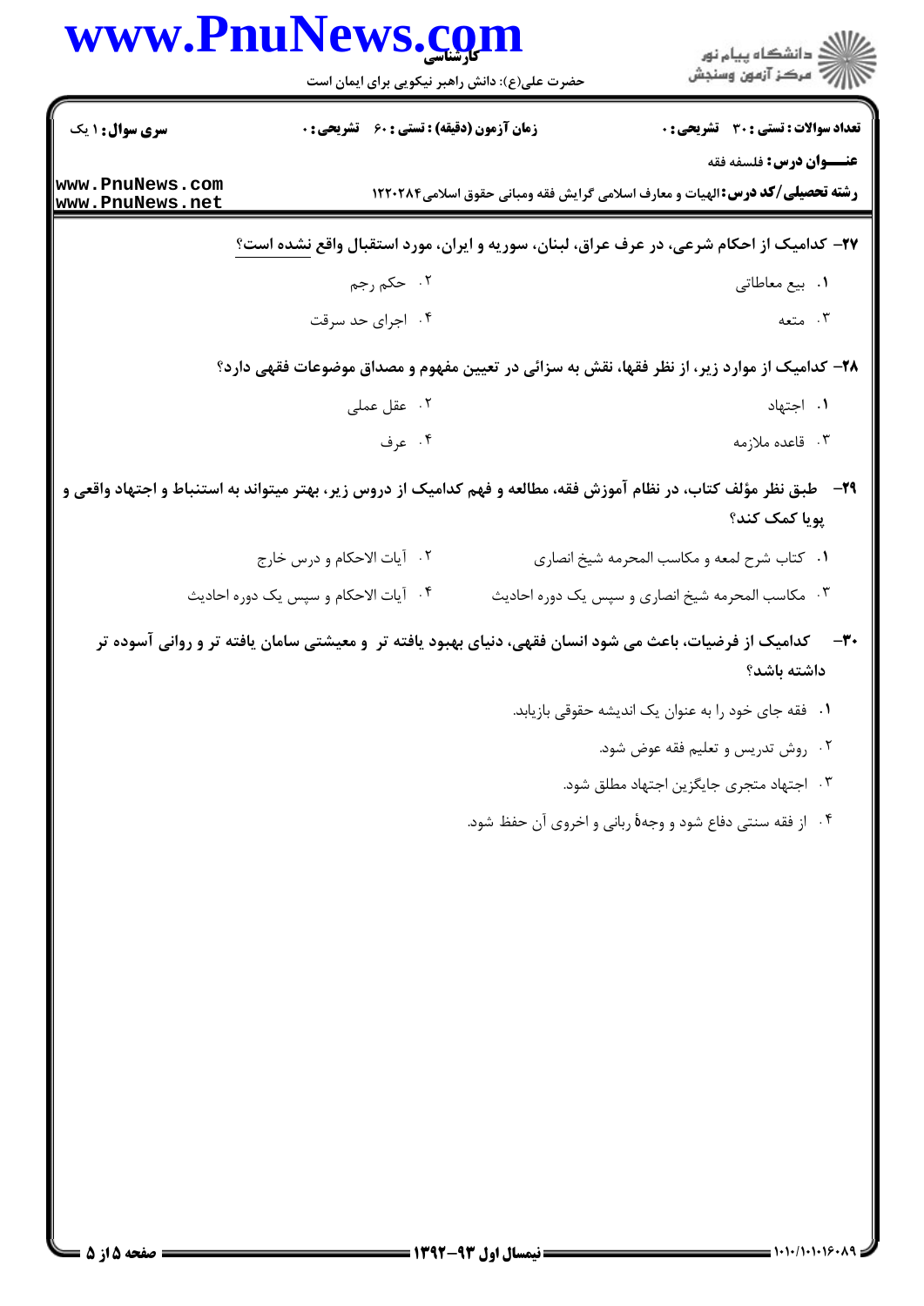۲۷- کدامیک از احکام شرعی، در عرف عراق، لبنان، سوریه و ایران، مورد استقبال واقع نشده است؟

۱. بیع معاطاتی

۲. حکم رجم

۳. متعه

۴. اجرای حد سرقت

۲۸- کدامیک از موارد زیر، از نظر فقها، نقش به سزائی در تعیین مفهوم و مصداق موضوعات فقهی دارد؟

۱. اجتهاد

۲. عقل عملی

۳. قاعده ملازمه

۴. عرف

۲۹- طبق نظر مؤلف کتاب، در نظام آموزش فقه، مطالعه و فهم کدامیک از دروس زیر، بهتر میتواند به استنباط و اجتهاد واقعی و پویا کمک کند؟

۱. کتاب شرح لمعه و مکاسب المحرمه شیخ انصاری

۲. آیات الاحکام و درس خارج

۳. مکاسب المحرمه شیخ انصاری و سپس یک دوره احادیث

۴. آیات الاحکام و سپس یک دوره احادیث

۳۰- کدامیک از فرضیات، باعث می شود انسان فقهی، دنیای بهبود یافته تر و معیشتی سامان یافته تر و روانی آسوده تر داشته باشد؟

۱. فقه جای خود را به عنوان یک اندیشه حقوقی بازیابد.

۲. روش تدریس و تعلیم فقه عوض شود.

۳. اجتهاد متجری جایگزین اجتهاد مطلق شود.

۴. از فقه سنتی دفاع شود و وجهۀ ربانی و اخروی آن حفظ شود.